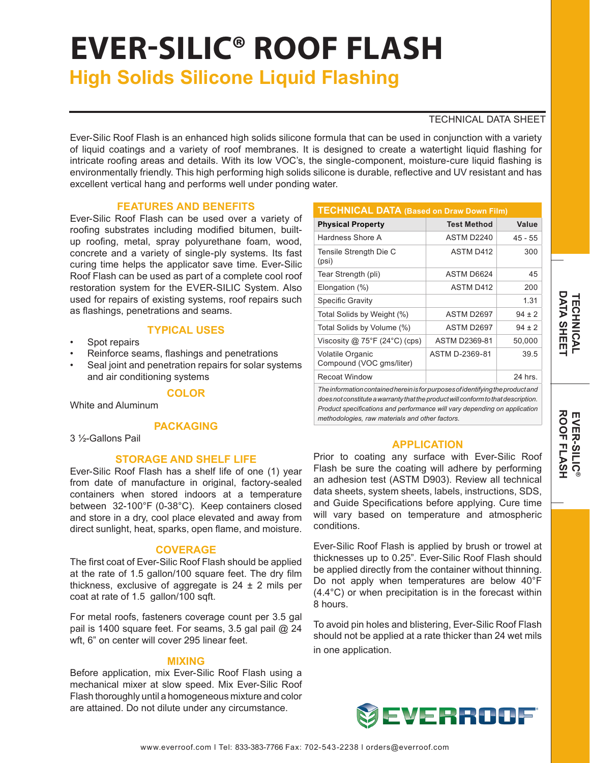# EVER-SILIC® ROOF FLASH

## High Solids Silicone Liquid Flashing

TECHNICAL DATA SHEET

Ever-Silic Roof Flash is an enhanced high solids silicone formula that can be used in conjunction with a variety of liquid coatings and a variety of roof membranes. It is designed to create a watertight liquid flashing for intricate roofing areas and details. With its low VOC's, the single-component, moisture-cure liquid flashing is environmentally friendly. This high performing high solids silicone is durable, reflective and UV resistant and has excellent vertical hang and performs well under ponding water.

### FEATURES AND BENEFITS

Ever-Silic Roof Flash can be used over a variety of roofing substrates including modified bitumen, built-up roofing, metal, spray polyurethane foam, wood, concrete and a variety of single-ply systems. Its fast curing time helps the applicator save time. Ever-Silic Roof Flash can be used as part of a complete cool roof restoration system for the EVER-SILIC System. Also used for repairs of existing systems, roof repairs such as flashings, penetrations and seams.

### TYPICAL USES

- Spot repairs
- Reinforce seams, flashings and penetrations
- Seal joint and penetration repairs for solar systems and air conditioning systems

### COLOR

White and Aluminum

### PACKAGING

3 ½-Gallons Pail

### STORAGE AND SHELF LIFE

Ever-Silic Roof Flash has a shelf life of one (1) year from date of manufacture in original, factory-sealed containers when stored indoors at a temperature between 32-100°F (0-38°C). Keep containers closed and store in a dry, cool place elevated and away from direct sunlight, heat, sparks, open flame, and moisture.

### COVERAGE

The first coat of Ever-Silic Roof Flash should be applied at the rate of 1.5 gallon/100 square feet. The dry film thickness, exclusive of aggregate is 24 ± 2 mils per coat at rate of 1.5 gallon/100 sqft.

For metal roofs, fasteners coverage count per 3.5 gal pail is 1400 square feet. For seams, 3.5 gal pail @ 24 wft, 6" on center will cover 295 linear feet.

### MIXING

Before application, mix Ever-Silic Roof Flash using a mechanical mixer at slow speed. Mix Ever-Silic Roof Flash thoroughly until a homogeneous mixture and color are attained. Do not dilute under any circumstance.

### TECHNICAL DATA (Based on Draw Down Film)

| Physical Property | Test Method | Value |
|---|---|---|
| Hardness Shore A | ASTM D2240 | 45 - 55 |
| Tensile Strength Die C (psi) | ASTM D412 | 300 |
| Tear Strength (pli) | ASTM D6624 | 45 |
| Elongation (%) | ASTM D412 | 200 |
| Specific Gravity | | 1.31 |
| Total Solids by Weight (%) | ASTM D2697 | 94 ± 2 |
| Total Solids by Volume (%) | ASTM D2697 | 94 ± 2 |
| Viscosity @ 75°F (24°C) (cps) | ASTM D2369-81 | 50,000 |
| Volatile Organic Compound (VOC gms/liter) | ASTM D-2369-81 | 39.5 |
| Recoat Window | | 24 hrs. |

*The information contained herein is for purposes of identifying the product and does not constitute a warranty that the product will conform to that description. Product specifications and performance will vary depending on application methodologies, raw materials and other factors.*

### APPLICATION

Prior to coating any surface with Ever-Silic Roof Flash be sure the coating will adhere by performing an adhesion test (ASTM D903). Review all technical data sheets, system sheets, labels, instructions, SDS, and Guide Specifications before applying. Cure time will vary based on temperature and atmospheric conditions.

Ever-Silic Roof Flash is applied by brush or trowel at thicknesses up to 0.25". Ever-Silic Roof Flash should be applied directly from the container without thinning. Do not apply when temperatures are below 40°F (4.4°C) or when precipitation is in the forecast within 8 hours.

To avoid pin holes and blistering, Ever-Silic Roof Flash should not be applied at a rate thicker than 24 wet mils in one application.

EVERROOF

www.everroof.com I Tel: 833-383-7766 Fax: 702-543-2238 I orders@everroof.com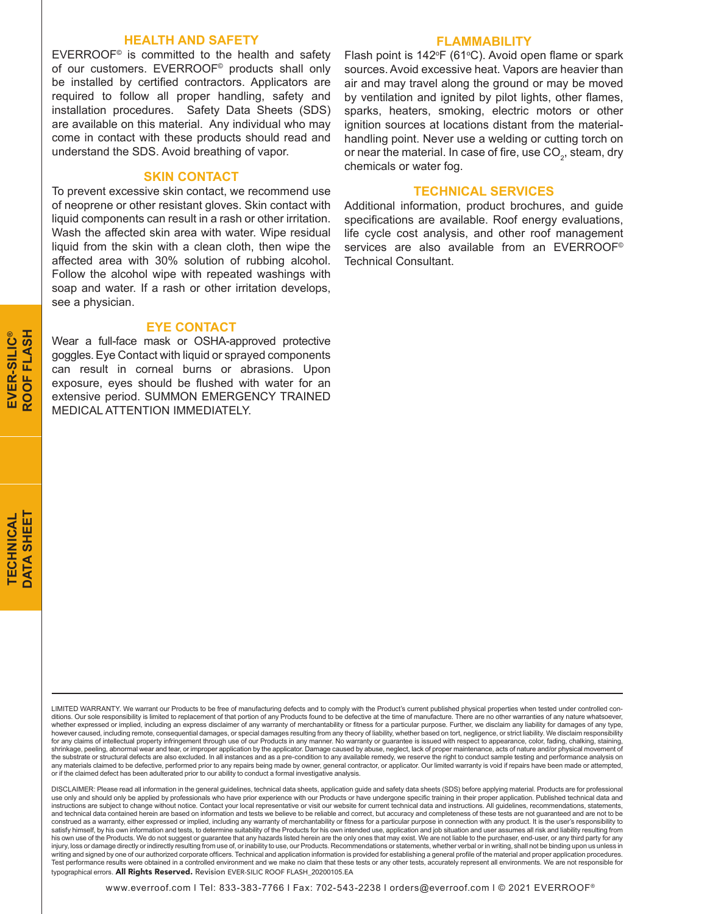## HEALTH AND SAFETY

EVERROOF© is committed to the health and safety of our customers. EVERROOF© products shall only be installed by certified contractors. Applicators are required to follow all proper handling, safety and installation procedures. Safety Data Sheets (SDS) are available on this material. Any individual who may come in contact with these products should read and understand the SDS. Avoid breathing of vapor.

## SKIN CONTACT

To prevent excessive skin contact, we recommend use of neoprene or other resistant gloves. Skin contact with liquid components can result in a rash or other irritation. Wash the affected skin area with water. Wipe residual liquid from the skin with a clean cloth, then wipe the affected area with 30% solution of rubbing alcohol. Follow the alcohol wipe with repeated washings with soap and water. If a rash or other irritation develops, see a physician.

## EYE CONTACT

Wear a full-face mask or OSHA-approved protective goggles. Eye Contact with liquid or sprayed components can result in corneal burns or abrasions. Upon exposure, eyes should be flushed with water for an extensive period. SUMMON EMERGENCY TRAINED MEDICAL ATTENTION IMMEDIATELY.

## FLAMMABILITY

Flash point is 142°F (61°C). Avoid open flame or spark sources. Avoid excessive heat. Vapors are heavier than air and may travel along the ground or may be moved by ventilation and ignited by pilot lights, other flames, sparks, heaters, smoking, electric motors or other ignition sources at locations distant from the material-handling point. Never use a welding or cutting torch on or near the material. In case of fire, use $CO_2$, steam, dry chemicals or water fog.

## TECHNICAL SERVICES

Additional information, product brochures, and guide specifications are available. Roof energy evaluations, life cycle cost analysis, and other roof management services are also available from an EVERROOF© Technical Consultant.

LIMITED WARRANTY. We warrant our Products to be free of manufacturing defects and to comply with the Product's current published physical properties when tested under controlled conditions. Our sole responsibility is limited to replacement of that portion of any Products found to be defective at the time of manufacture. There are no other warranties of any nature whatsoever, whether expressed or implied, including an express disclaimer of any warranty of merchantability or fitness for a particular purpose. Further, we disclaim any liability for damages of any type, however caused, including remote, consequential damages, or special damages resulting from any theory of liability, whether based on tort, negligence, or strict liability. We disclaim responsibility for any claims of intellectual property infringement through use of our Products in any manner. No warranty or guarantee is issued with respect to appearance, color, fading, chalking, staining, shrinkage, peeling, abnormal wear and tear, or improper application by the applicator. Damage caused by abuse, neglect, lack of proper maintenance, acts of nature and/or physical movement of the substrate or structural defects are also excluded. In all instances and as a pre-condition to any available remedy, we reserve the right to conduct sample testing and performance analysis on any materials claimed to be defective, performed prior to any repairs being made by owner, general contractor, or applicator. Our limited warranty is void if repairs have been made or attempted, or if the claimed defect has been adulterated prior to our ability to conduct a formal investigative analysis.

DISCLAIMER: Please read all information in the general guidelines, technical data sheets, application guide and safety data sheets (SDS) before applying material. Products are for professional use only and should only be applied by professionals who have prior experience with our Products or have undergone specific training in their proper application. Published technical data and instructions are subject to change without notice. Contact your local representative or visit our website for current technical data and instructions. All guidelines, recommendations, statements, and technical data contained herein are based on information and tests we believe to be reliable and correct, but accuracy and completeness of these tests are not guaranteed and are not to be construed as a warranty, either expressed or implied, including any warranty of merchantability or fitness for a particular purpose in connection with any product. It is the user's responsibility to satisfy himself, by his own information and tests, to determine suitability of the Products for his own intended use, application and job situation and user assumes all risk and liability resulting from his own use of the Products. We do not suggest or guarantee that any hazards listed herein are the only ones that may exist. We are not liable to the purchaser, end-user, or any third party for any injury, loss or damage directly or indirectly resulting from use of, or inability to use, our Products. Recommendations or statements, whether verbal or in writing, shall not be binding upon us unless in writing and signed by one of our authorized corporate officers. Technical and application information is provided for establishing a general profile of the material and proper application procedures. Test performance results were obtained in a controlled environment and we make no claim that these tests or any other tests, accurately represent all environments. We are not responsible for typographical errors. **All Rights Reserved.** Revision EVER-SILIC ROOF FLASH_20200105.EA

www.everroof.com | Tel: 833-383-7766 | Fax: 702-543-2238 | orders@everroof.com | © 2021 EVERROOF®